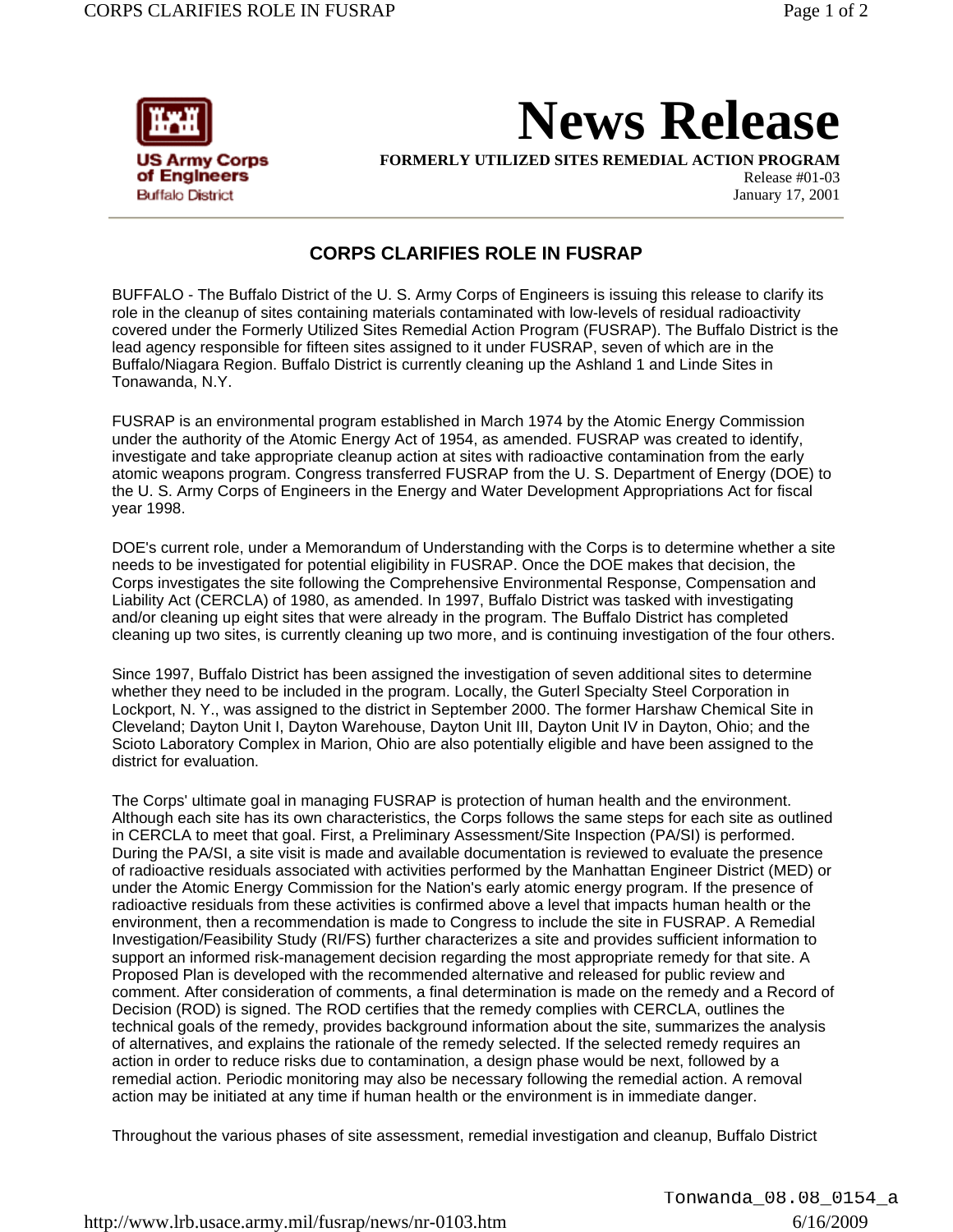US Army Corps of Engineers
Buffalo District

# News Release

**FORMERLY UTILIZED SITES REMEDIAL ACTION PROGRAM**

Release #01-03
January 17, 2001

## CORPS CLARIFIES ROLE IN FUSRAP

BUFFALO - The Buffalo District of the U. S. Army Corps of Engineers is issuing this release to clarify its role in the cleanup of sites containing materials contaminated with low-levels of residual radioactivity covered under the Formerly Utilized Sites Remedial Action Program (FUSRAP). The Buffalo District is the lead agency responsible for fifteen sites assigned to it under FUSRAP, seven of which are in the Buffalo/Niagara Region. Buffalo District is currently cleaning up the Ashland 1 and Linde Sites in Tonawanda, N.Y.

FUSRAP is an environmental program established in March 1974 by the Atomic Energy Commission under the authority of the Atomic Energy Act of 1954, as amended. FUSRAP was created to identify, investigate and take appropriate cleanup action at sites with radioactive contamination from the early atomic weapons program. Congress transferred FUSRAP from the U. S. Department of Energy (DOE) to the U. S. Army Corps of Engineers in the Energy and Water Development Appropriations Act for fiscal year 1998.

DOE's current role, under a Memorandum of Understanding with the Corps is to determine whether a site needs to be investigated for potential eligibility in FUSRAP. Once the DOE makes that decision, the Corps investigates the site following the Comprehensive Environmental Response, Compensation and Liability Act (CERCLA) of 1980, as amended. In 1997, Buffalo District was tasked with investigating and/or cleaning up eight sites that were already in the program. The Buffalo District has completed cleaning up two sites, is currently cleaning up two more, and is continuing investigation of the four others.

Since 1997, Buffalo District has been assigned the investigation of seven additional sites to determine whether they need to be included in the program. Locally, the Guterl Specialty Steel Corporation in Lockport, N. Y., was assigned to the district in September 2000. The former Harshaw Chemical Site in Cleveland; Dayton Unit I, Dayton Warehouse, Dayton Unit III, Dayton Unit IV in Dayton, Ohio; and the Scioto Laboratory Complex in Marion, Ohio are also potentially eligible and have been assigned to the district for evaluation.

The Corps' ultimate goal in managing FUSRAP is protection of human health and the environment. Although each site has its own characteristics, the Corps follows the same steps for each site as outlined in CERCLA to meet that goal. First, a Preliminary Assessment/Site Inspection (PA/SI) is performed. During the PA/SI, a site visit is made and available documentation is reviewed to evaluate the presence of radioactive residuals associated with activities performed by the Manhattan Engineer District (MED) or under the Atomic Energy Commission for the Nation's early atomic energy program. If the presence of radioactive residuals from these activities is confirmed above a level that impacts human health or the environment, then a recommendation is made to Congress to include the site in FUSRAP. A Remedial Investigation/Feasibility Study (RI/FS) further characterizes a site and provides sufficient information to support an informed risk-management decision regarding the most appropriate remedy for that site. A Proposed Plan is developed with the recommended alternative and released for public review and comment. After consideration of comments, a final determination is made on the remedy and a Record of Decision (ROD) is signed. The ROD certifies that the remedy complies with CERCLA, outlines the technical goals of the remedy, provides background information about the site, summarizes the analysis of alternatives, and explains the rationale of the remedy selected. If the selected remedy requires an action in order to reduce risks due to contamination, a design phase would be next, followed by a remedial action. Periodic monitoring may also be necessary following the remedial action. A removal action may be initiated at any time if human health or the environment is in immediate danger.

Throughout the various phases of site assessment, remedial investigation and cleanup, Buffalo District

Tonwanda_08.08_0154_a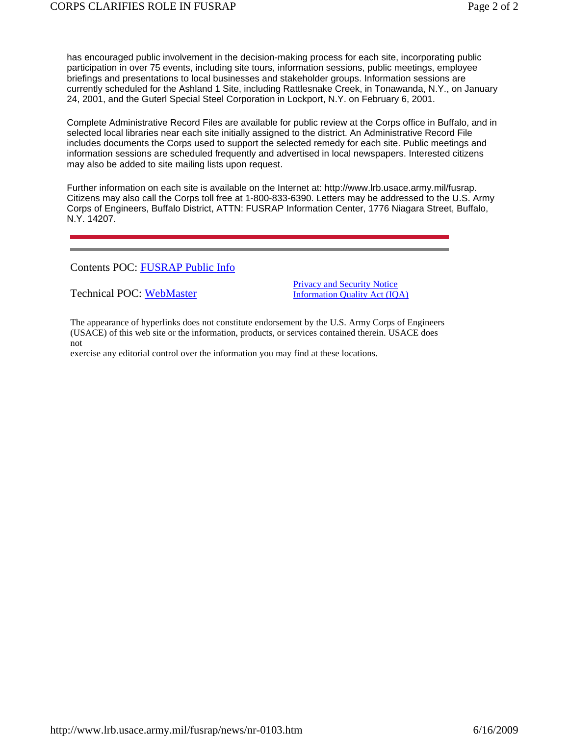has encouraged public involvement in the decision-making process for each site, incorporating public participation in over 75 events, including site tours, information sessions, public meetings, employee briefings and presentations to local businesses and stakeholder groups. Information sessions are currently scheduled for the Ashland 1 Site, including Rattlesnake Creek, in Tonawanda, N.Y., on January 24, 2001, and the Guterl Special Steel Corporation in Lockport, N.Y. on February 6, 2001.

Complete Administrative Record Files are available for public review at the Corps office in Buffalo, and in selected local libraries near each site initially assigned to the district. An Administrative Record File includes documents the Corps used to support the selected remedy for each site. Public meetings and information sessions are scheduled frequently and advertised in local newspapers. Interested citizens may also be added to site mailing lists upon request.

Further information on each site is available on the Internet at: http://www.lrb.usace.army.mil/fusrap. Citizens may also call the Corps toll free at 1-800-833-6390. Letters may be addressed to the U.S. Army Corps of Engineers, Buffalo District, ATTN: FUSRAP Information Center, 1776 Niagara Street, Buffalo, N.Y. 14207.

---

Contents POC: FUSRAP Public Info

Technical POC: WebMaster

Privacy and Security Notice
Information Quality Act (IQA)

The appearance of hyperlinks does not constitute endorsement by the U.S. Army Corps of Engineers (USACE) of this web site or the information, products, or services contained therein. USACE does not
exercise any editorial control over the information you may find at these locations.